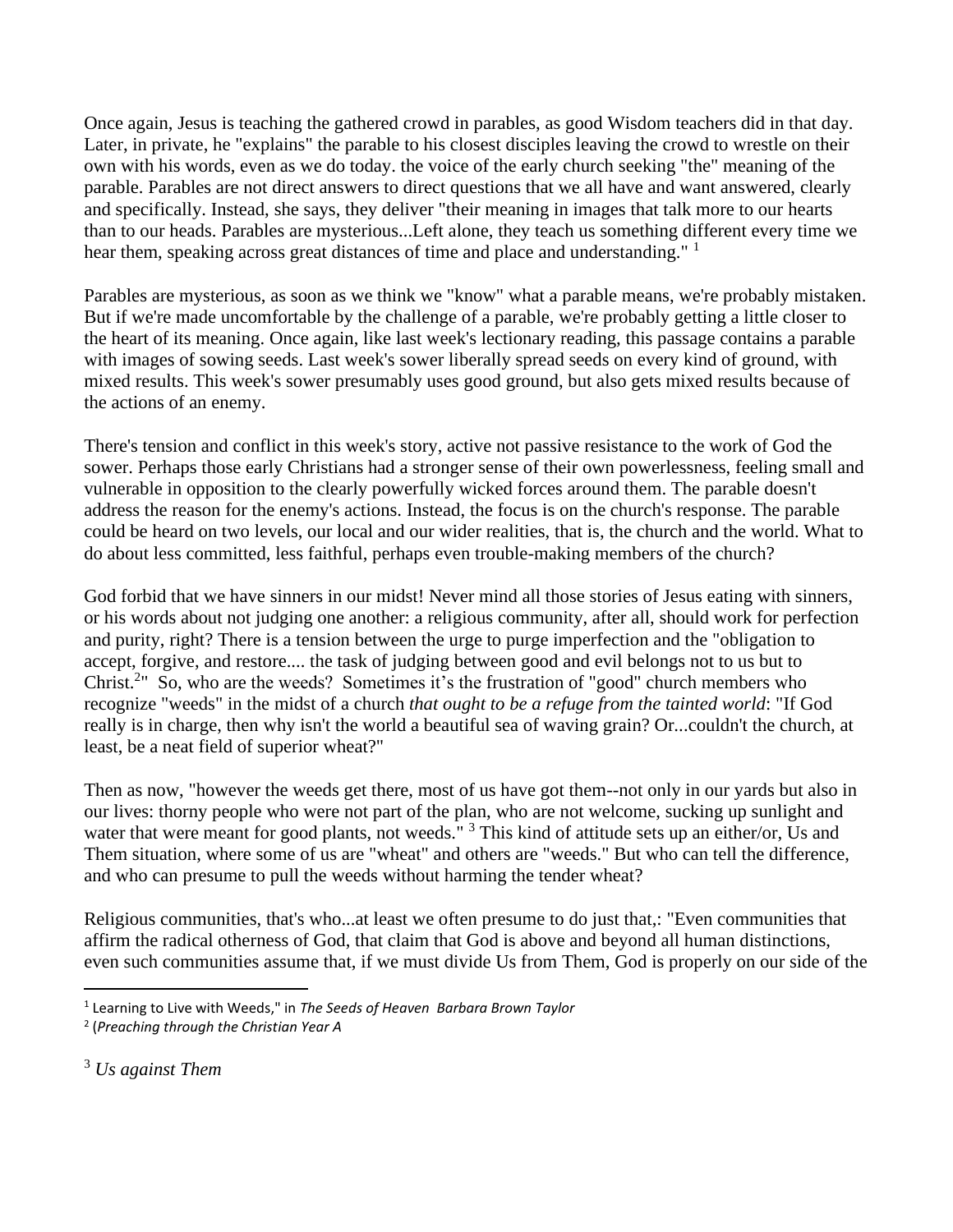Once again, Jesus is teaching the gathered crowd in parables, as good Wisdom teachers did in that day. Later, in private, he "explains" the parable to his closest disciples leaving the crowd to wrestle on their own with his words, even as we do today. the voice of the early church seeking "the" meaning of the parable. Parables are not direct answers to direct questions that we all have and want answered, clearly and specifically. Instead, she says, they deliver "their meaning in images that talk more to our hearts than to our heads. Parables are mysterious...Left alone, they teach us something different every time we hear them, speaking across great distances of time and place and understanding." [1]

Parables are mysterious, as soon as we think we "know" what a parable means, we're probably mistaken. But if we're made uncomfortable by the challenge of a parable, we're probably getting a little closer to the heart of its meaning. Once again, like last week's lectionary reading, this passage contains a parable with images of sowing seeds. Last week's sower liberally spread seeds on every kind of ground, with mixed results. This week's sower presumably uses good ground, but also gets mixed results because of the actions of an enemy.

There's tension and conflict in this week's story, active not passive resistance to the work of God the sower. Perhaps those early Christians had a stronger sense of their own powerlessness, feeling small and vulnerable in opposition to the clearly powerfully wicked forces around them. The parable doesn't address the reason for the enemy's actions. Instead, the focus is on the church's response. The parable could be heard on two levels, our local and our wider realities, that is, the church and the world. What to do about less committed, less faithful, perhaps even trouble-making members of the church?

God forbid that we have sinners in our midst! Never mind all those stories of Jesus eating with sinners, or his words about not judging one another: a religious community, after all, should work for perfection and purity, right? There is a tension between the urge to purge imperfection and the "obligation to accept, forgive, and restore.... the task of judging between good and evil belongs not to us but to Christ.[2]" So, who are the weeds? Sometimes it's the frustration of "good" church members who recognize "weeds" in the midst of a church *that ought to be a refuge from the tainted world*: "If God really is in charge, then why isn't the world a beautiful sea of waving grain? Or...couldn't the church, at least, be a neat field of superior wheat?"

Then as now, "however the weeds get there, most of us have got them--not only in our yards but also in our lives: thorny people who were not part of the plan, who are not welcome, sucking up sunlight and water that were meant for good plants, not weeds." [3] This kind of attitude sets up an either/or, Us and Them situation, where some of us are "wheat" and others are "weeds." But who can tell the difference, and who can presume to pull the weeds without harming the tender wheat?

Religious communities, that's who...at least we often presume to do just that,: "Even communities that affirm the radical otherness of God, that claim that God is above and beyond all human distinctions, even such communities assume that, if we must divide Us from Them, God is properly on our side of the

---

[1] Learning to Live with Weeds," in *The Seeds of Heaven Barbara Brown Taylor*

[2] (*Preaching through the Christian Year A*

[3] *Us against Them*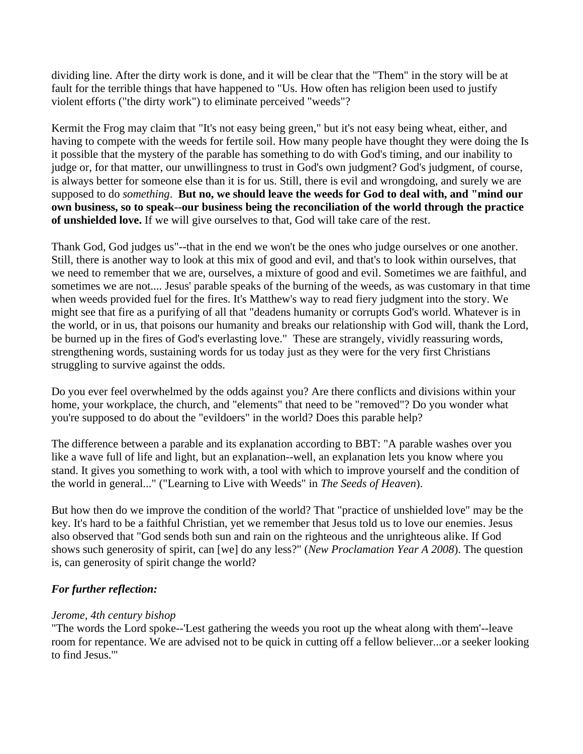dividing line. After the dirty work is done, and it will be clear that the "Them" in the story will be at fault for the terrible things that have happened to "Us. How often has religion been used to justify violent efforts ("the dirty work") to eliminate perceived "weeds"?

Kermit the Frog may claim that "It's not easy being green," but it's not easy being wheat, either, and having to compete with the weeds for fertile soil. How many people have thought they were doing the Is it possible that the mystery of the parable has something to do with God's timing, and our inability to judge or, for that matter, our unwillingness to trust in God's own judgment? God's judgment, of course, is always better for someone else than it is for us. Still, there is evil and wrongdoing, and surely we are supposed to do *something*. **But no, we should leave the weeds for God to deal with, and "mind our own business, so to speak--our business being the reconciliation of the world through the practice of unshielded love.** If we will give ourselves to that, God will take care of the rest.

Thank God, God judges us"--that in the end we won't be the ones who judge ourselves or one another. Still, there is another way to look at this mix of good and evil, and that's to look within ourselves, that we need to remember that we are, ourselves, a mixture of good and evil. Sometimes we are faithful, and sometimes we are not.... Jesus' parable speaks of the burning of the weeds, as was customary in that time when weeds provided fuel for the fires. It's Matthew's way to read fiery judgment into the story. We might see that fire as a purifying of all that "deadens humanity or corrupts God's world. Whatever is in the world, or in us, that poisons our humanity and breaks our relationship with God will, thank the Lord, be burned up in the fires of God's everlasting love." These are strangely, vividly reassuring words, strengthening words, sustaining words for us today just as they were for the very first Christians struggling to survive against the odds.

Do you ever feel overwhelmed by the odds against you? Are there conflicts and divisions within your home, your workplace, the church, and "elements" that need to be "removed"? Do you wonder what you're supposed to do about the "evildoers" in the world? Does this parable help?

The difference between a parable and its explanation according to BBT: "A parable washes over you like a wave full of life and light, but an explanation--well, an explanation lets you know where you stand. It gives you something to work with, a tool with which to improve yourself and the condition of the world in general..." ("Learning to Live with Weeds" in *The Seeds of Heaven*).

But how then do we improve the condition of the world? That "practice of unshielded love" may be the key. It's hard to be a faithful Christian, yet we remember that Jesus told us to love our enemies. Jesus also observed that "God sends both sun and rain on the righteous and the unrighteous alike. If God shows such generosity of spirit, can [we] do any less?" (*New Proclamation Year A 2008*). The question is, can generosity of spirit change the world?

### *For further reflection:*

*Jerome, 4th century bishop*
"The words the Lord spoke--'Lest gathering the weeds you root up the wheat along with them'--leave room for repentance. We are advised not to be quick in cutting off a fellow believer...or a seeker looking to find Jesus.'"